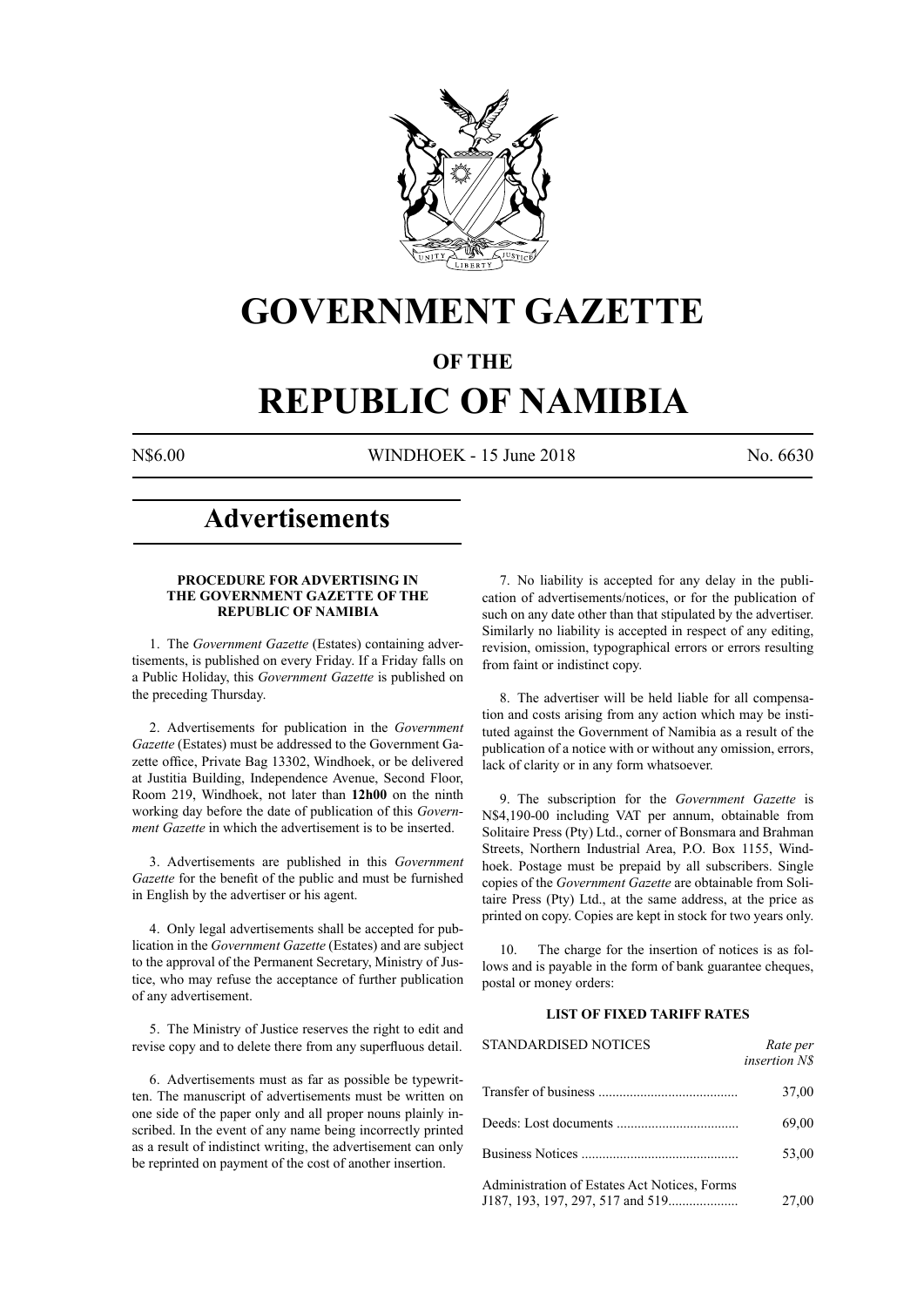# GOVERNMENT GAZETTE

## OF THE

# REPUBLIC OF NAMIBIA

N$6.00 WINDHOEK - 15 June 2018 No. 6630

# Advertisements

### PROCEDURE FOR ADVERTISING IN THE GOVERNMENT GAZETTE OF THE REPUBLIC OF NAMIBIA

1. The *Government Gazette* (Estates) containing advertisements, is published on every Friday. If a Friday falls on a Public Holiday, this *Government Gazette* is published on the preceding Thursday.

2. Advertisements for publication in the *Government Gazette* (Estates) must be addressed to the Government Gazette office, Private Bag 13302, Windhoek, or be delivered at Justitia Building, Independence Avenue, Second Floor, Room 219, Windhoek, not later than **12h00** on the ninth working day before the date of publication of this *Government Gazette* in which the advertisement is to be inserted.

3. Advertisements are published in this *Government Gazette* for the benefit of the public and must be furnished in English by the advertiser or his agent.

4. Only legal advertisements shall be accepted for publication in the *Government Gazette* (Estates) and are subject to the approval of the Permanent Secretary, Ministry of Justice, who may refuse the acceptance of further publication of any advertisement.

5. The Ministry of Justice reserves the right to edit and revise copy and to delete there from any superfluous detail.

6. Advertisements must as far as possible be typewritten. The manuscript of advertisements must be written on one side of the paper only and all proper nouns plainly inscribed. In the event of any name being incorrectly printed as a result of indistinct writing, the advertisement can only be reprinted on payment of the cost of another insertion.

7. No liability is accepted for any delay in the publication of advertisements/notices, or for the publication of such on any date other than that stipulated by the advertiser. Similarly no liability is accepted in respect of any editing, revision, omission, typographical errors or errors resulting from faint or indistinct copy.

8. The advertiser will be held liable for all compensation and costs arising from any action which may be instituted against the Government of Namibia as a result of the publication of a notice with or without any omission, errors, lack of clarity or in any form whatsoever.

9. The subscription for the *Government Gazette* is N$4,190-00 including VAT per annum, obtainable from Solitaire Press (Pty) Ltd., corner of Bonsmara and Brahman Streets, Northern Industrial Area, P.O. Box 1155, Windhoek. Postage must be prepaid by all subscribers. Single copies of the *Government Gazette* are obtainable from Solitaire Press (Pty) Ltd., at the same address, at the price as printed on copy. Copies are kept in stock for two years only.

10. The charge for the insertion of notices is as follows and is payable in the form of bank guarantee cheques, postal or money orders:

### LIST OF FIXED TARIFF RATES

| STANDARDISED NOTICES | *Rate per insertion N$* |
|---|---|
| Transfer of business | 37,00 |
| Deeds: Lost documents | 69,00 |
| Business Notices | 53,00 |
| Administration of Estates Act Notices, Forms J187, 193, 197, 297, 517 and 519 | 27,00 |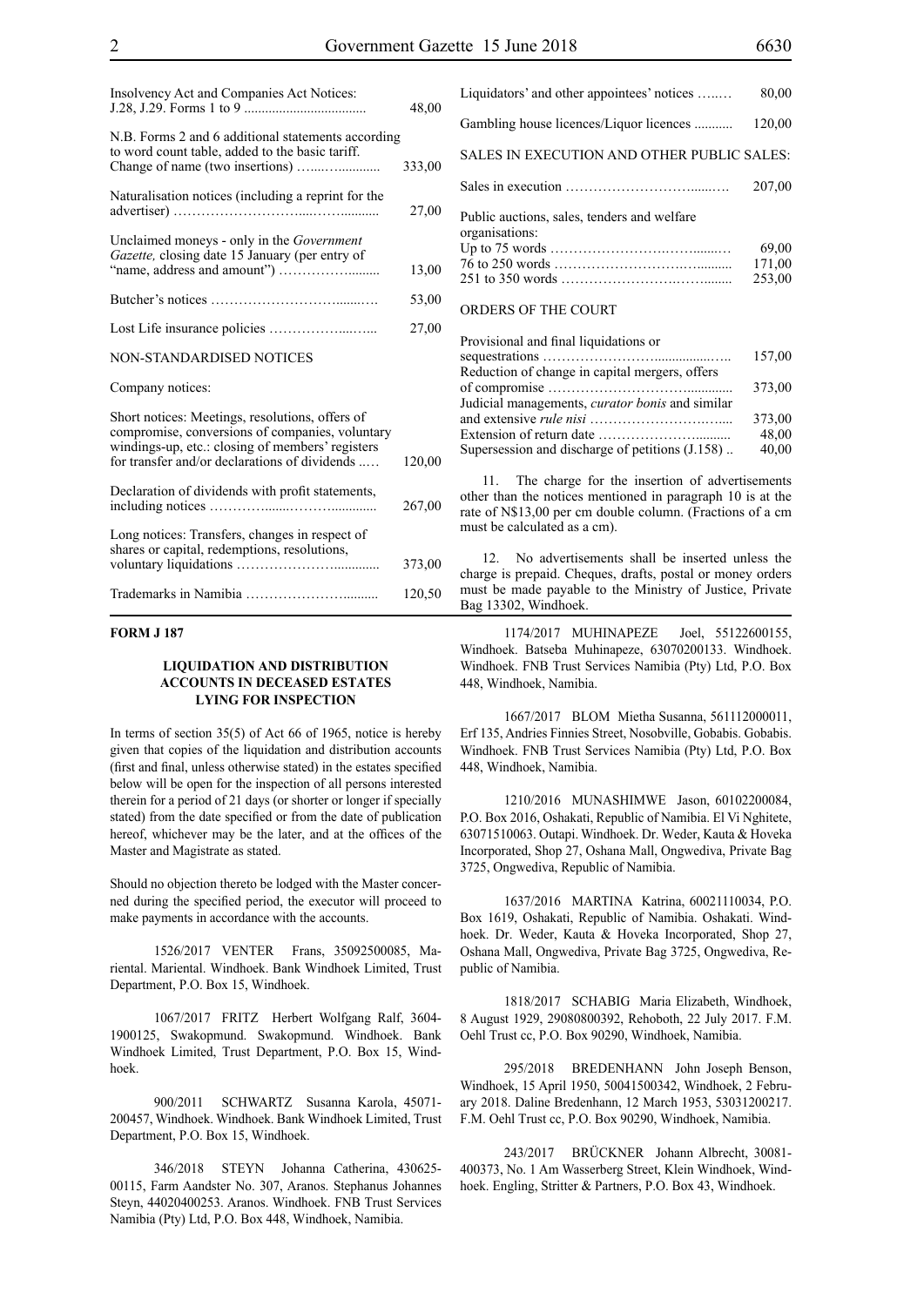| | |
|---|---|
| Insolvency Act and Companies Act Notices: J.28, J.29. Forms 1 to 9 | 48,00 |
| N.B. Forms 2 and 6 additional statements according to word count table, added to the basic tariff. Change of name (two insertions) | 333,00 |
| Naturalisation notices (including a reprint for the advertiser) | 27,00 |
| Unclaimed moneys - only in the *Government Gazette,* closing date 15 January (per entry of "name, address and amount") | 13,00 |
| Butcher's notices | 53,00 |
| Lost Life insurance policies | 27,00 |
| NON-STANDARDISED NOTICES | |
| Company notices: | |
| Short notices: Meetings, resolutions, offers of compromise, conversions of companies, voluntary windings-up, etc.: closing of members' registers for transfer and/or declarations of dividends | 120,00 |
| Declaration of dividends with profit statements, including notices | 267,00 |
| Long notices: Transfers, changes in respect of shares or capital, redemptions, resolutions, voluntary liquidations | 373,00 |
| Trademarks in Namibia | 120,50 |
| Liquidators' and other appointees' notices | 80,00 |
| Gambling house licences/Liquor licences | 120,00 |
| SALES IN EXECUTION AND OTHER PUBLIC SALES: | |
| Sales in execution | 207,00 |
| Public auctions, sales, tenders and welfare organisations: | |
| Up to 75 words | 69,00 |
| 76 to 250 words | 171,00 |
| 251 to 350 words | 253,00 |
| ORDERS OF THE COURT | |
| Provisional and final liquidations or sequestrations | 157,00 |
| Reduction of change in capital mergers, offers of compromise | 373,00 |
| Judicial managements, *curator bonis* and similar and extensive *rule nisi* | 373,00 |
| Extension of return date | 48,00 |
| Supersession and discharge of petitions (J.158) | 40,00 |

11. The charge for the insertion of advertisements other than the notices mentioned in paragraph 10 is at the rate of N$13,00 per cm double column. (Fractions of a cm must be calculated as a cm).

12. No advertisements shall be inserted unless the charge is prepaid. Cheques, drafts, postal or money orders must be made payable to the Ministry of Justice, Private Bag 13302, Windhoek.

**FORM J 187**

**LIQUIDATION AND DISTRIBUTION ACCOUNTS IN DECEASED ESTATES LYING FOR INSPECTION**

In terms of section 35(5) of Act 66 of 1965, notice is hereby given that copies of the liquidation and distribution accounts (first and final, unless otherwise stated) in the estates specified below will be open for the inspection of all persons interested therein for a period of 21 days (or shorter or longer if specially stated) from the date specified or from the date of publication hereof, whichever may be the later, and at the offices of the Master and Magistrate as stated.

Should no objection thereto be lodged with the Master concerned during the specified period, the executor will proceed to make payments in accordance with the accounts.

1526/2017 VENTER Frans, 35092500085, Mariental. Mariental. Windhoek. Bank Windhoek Limited, Trust Department, P.O. Box 15, Windhoek.

1067/2017 FRITZ Herbert Wolfgang Ralf, 3604-1900125, Swakopmund. Swakopmund. Windhoek. Bank Windhoek Limited, Trust Department, P.O. Box 15, Windhoek.

900/2011 SCHWARTZ Susanna Karola, 45071-200457, Windhoek. Windhoek. Bank Windhoek Limited, Trust Department, P.O. Box 15, Windhoek.

346/2018 STEYN Johanna Catherina, 430625-00115, Farm Aandster No. 307, Aranos. Stephanus Johannes Steyn, 44020400253. Aranos. Windhoek. FNB Trust Services Namibia (Pty) Ltd, P.O. Box 448, Windhoek, Namibia.

1174/2017 MUHINAPEZE Joel, 55122600155, Windhoek. Batseba Muhinapeze, 63070200133. Windhoek. Windhoek. FNB Trust Services Namibia (Pty) Ltd, P.O. Box 448, Windhoek, Namibia.

1667/2017 BLOM Mietha Susanna, 561112000011, Erf 135, Andries Finnies Street, Nosobville, Gobabis. Gobabis. Windhoek. FNB Trust Services Namibia (Pty) Ltd, P.O. Box 448, Windhoek, Namibia.

1210/2016 MUNASHIMWE Jason, 60102200084, P.O. Box 2016, Oshakati, Republic of Namibia. El Vi Nghitete, 63071510063. Outapi. Windhoek. Dr. Weder, Kauta & Hoveka Incorporated, Shop 27, Oshana Mall, Ongwediva, Private Bag 3725, Ongwediva, Republic of Namibia.

1637/2016 MARTINA Katrina, 60021110034, P.O. Box 1619, Oshakati, Republic of Namibia. Oshakati. Windhoek. Dr. Weder, Kauta & Hoveka Incorporated, Shop 27, Oshana Mall, Ongwediva, Private Bag 3725, Ongwediva, Republic of Namibia.

1818/2017 SCHABIG Maria Elizabeth, Windhoek, 8 August 1929, 29080800392, Rehoboth, 22 July 2017. F.M. Oehl Trust cc, P.O. Box 90290, Windhoek, Namibia.

295/2018 BREDENHANN John Joseph Benson, Windhoek, 15 April 1950, 50041500342, Windhoek, 2 February 2018. Daline Bredenhann, 12 March 1953, 53031200217. F.M. Oehl Trust cc, P.O. Box 90290, Windhoek, Namibia.

243/2017 BRÜCKNER Johann Albrecht, 30081-400373, No. 1 Am Wasserberg Street, Klein Windhoek, Windhoek. Engling, Stritter & Partners, P.O. Box 43, Windhoek.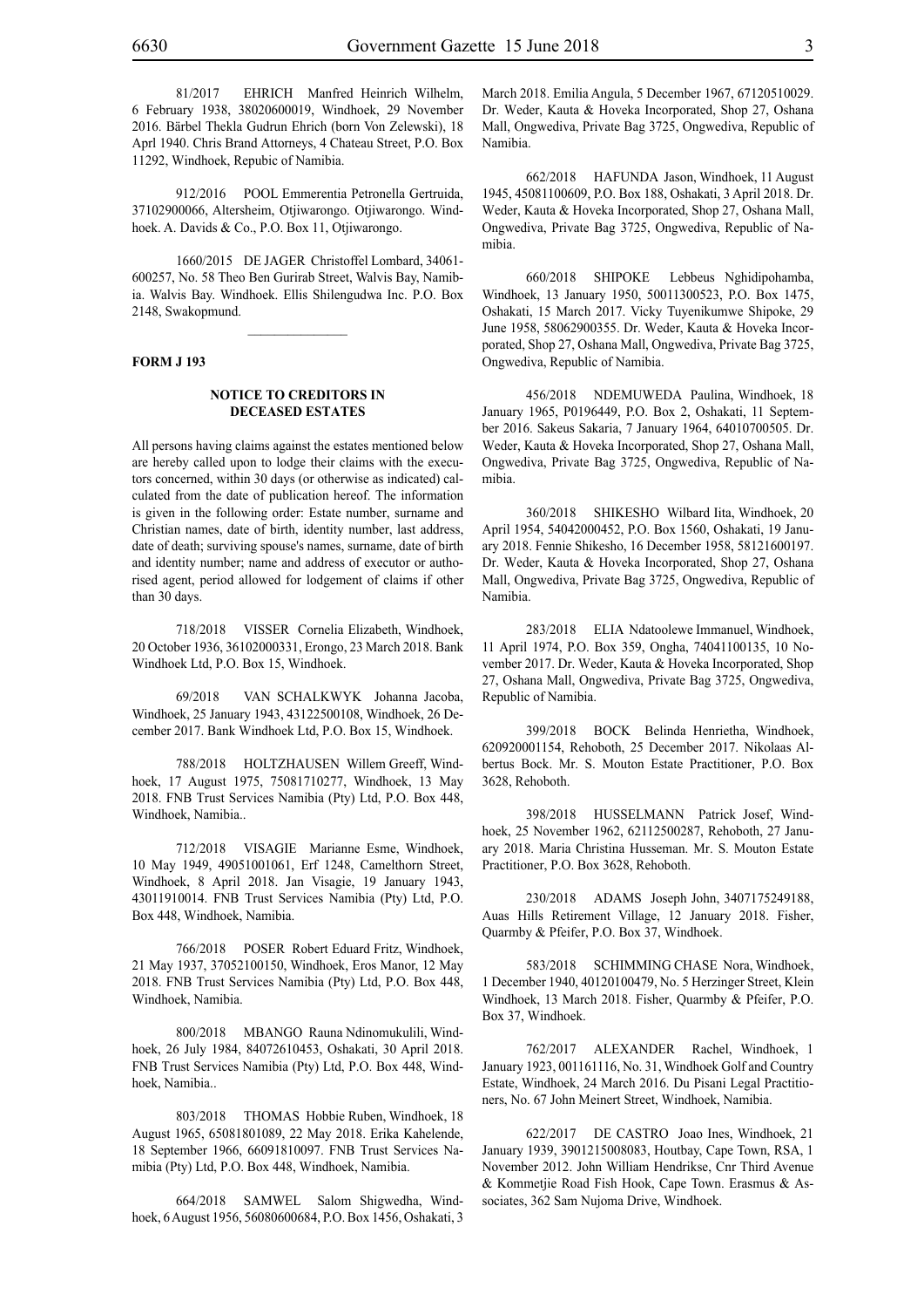81/2017 EHRICH Manfred Heinrich Wilhelm, 6 February 1938, 38020600019, Windhoek, 29 November 2016. Bärbel Thekla Gudrun Ehrich (born Von Zelewski), 18 Aprl 1940. Chris Brand Attorneys, 4 Chateau Street, P.O. Box 11292, Windhoek, Repubic of Namibia.

912/2016 POOL Emmerentia Petronella Gertruida, 37102900066, Altersheim, Otjiwarongo. Otjiwarongo. Windhoek. A. Davids & Co., P.O. Box 11, Otjiwarongo.

1660/2015 DE JAGER Christoffel Lombard, 34061-600257, No. 58 Theo Ben Gurirab Street, Walvis Bay, Namibia. Walvis Bay. Windhoek. Ellis Shilengudwa Inc. P.O. Box 2148, Swakopmund.

**FORM J 193**

**NOTICE TO CREDITORS IN DECEASED ESTATES**

All persons having claims against the estates mentioned below are hereby called upon to lodge their claims with the executors concerned, within 30 days (or otherwise as indicated) calculated from the date of publication hereof. The information is given in the following order: Estate number, surname and Christian names, date of birth, identity number, last address, date of death; surviving spouse's names, surname, date of birth and identity number; name and address of executor or authorised agent, period allowed for lodgement of claims if other than 30 days.

718/2018 VISSER Cornelia Elizabeth, Windhoek, 20 October 1936, 36102000331, Erongo, 23 March 2018. Bank Windhoek Ltd, P.O. Box 15, Windhoek.

69/2018 VAN SCHALKWYK Johanna Jacoba, Windhoek, 25 January 1943, 43122500108, Windhoek, 26 December 2017. Bank Windhoek Ltd, P.O. Box 15, Windhoek.

788/2018 HOLTZHAUSEN Willem Greeff, Windhoek, 17 August 1975, 75081710277, Windhoek, 13 May 2018. FNB Trust Services Namibia (Pty) Ltd, P.O. Box 448, Windhoek, Namibia..

712/2018 VISAGIE Marianne Esme, Windhoek, 10 May 1949, 49051001061, Erf 1248, Camelthorn Street, Windhoek, 8 April 2018. Jan Visagie, 19 January 1943, 43011910014. FNB Trust Services Namibia (Pty) Ltd, P.O. Box 448, Windhoek, Namibia.

766/2018 POSER Robert Eduard Fritz, Windhoek, 21 May 1937, 37052100150, Windhoek, Eros Manor, 12 May 2018. FNB Trust Services Namibia (Pty) Ltd, P.O. Box 448, Windhoek, Namibia.

800/2018 MBANGO Rauna Ndinomukulili, Windhoek, 26 July 1984, 84072610453, Oshakati, 30 April 2018. FNB Trust Services Namibia (Pty) Ltd, P.O. Box 448, Windhoek, Namibia..

803/2018 THOMAS Hobbie Ruben, Windhoek, 18 August 1965, 65081801089, 22 May 2018. Erika Kahelende, 18 September 1966, 66091810097. FNB Trust Services Namibia (Pty) Ltd, P.O. Box 448, Windhoek, Namibia.

664/2018 SAMWEL Salom Shigwedha, Windhoek, 6 August 1956, 56080600684, P.O. Box 1456, Oshakati, 3 March 2018. Emilia Angula, 5 December 1967, 67120510029. Dr. Weder, Kauta & Hoveka Incorporated, Shop 27, Oshana Mall, Ongwediva, Private Bag 3725, Ongwediva, Republic of Namibia.

662/2018 HAFUNDA Jason, Windhoek, 11 August 1945, 45081100609, P.O. Box 188, Oshakati, 3 April 2018. Dr. Weder, Kauta & Hoveka Incorporated, Shop 27, Oshana Mall, Ongwediva, Private Bag 3725, Ongwediva, Republic of Namibia.

660/2018 SHIPOKE Lebbeus Nghidipohamba, Windhoek, 13 January 1950, 50011300523, P.O. Box 1475, Oshakati, 15 March 2017. Vicky Tuyenikumwe Shipoke, 29 June 1958, 58062900355. Dr. Weder, Kauta & Hoveka Incorporated, Shop 27, Oshana Mall, Ongwediva, Private Bag 3725, Ongwediva, Republic of Namibia.

456/2018 NDEMUWEDA Paulina, Windhoek, 18 January 1965, P0196449, P.O. Box 2, Oshakati, 11 September 2016. Sakeus Sakaria, 7 January 1964, 64010700505. Dr. Weder, Kauta & Hoveka Incorporated, Shop 27, Oshana Mall, Ongwediva, Private Bag 3725, Ongwediva, Republic of Namibia.

360/2018 SHIKESHO Wilbard Iita, Windhoek, 20 April 1954, 54042000452, P.O. Box 1560, Oshakati, 19 January 2018. Fennie Shikesho, 16 December 1958, 58121600197. Dr. Weder, Kauta & Hoveka Incorporated, Shop 27, Oshana Mall, Ongwediva, Private Bag 3725, Ongwediva, Republic of Namibia.

283/2018 ELIA Ndatoolewe Immanuel, Windhoek, 11 April 1974, P.O. Box 359, Ongha, 74041100135, 10 November 2017. Dr. Weder, Kauta & Hoveka Incorporated, Shop 27, Oshana Mall, Ongwediva, Private Bag 3725, Ongwediva, Republic of Namibia.

399/2018 BOCK Belinda Henrietha, Windhoek, 620920001154, Rehoboth, 25 December 2017. Nikolaas Albertus Bock. Mr. S. Mouton Estate Practitioner, P.O. Box 3628, Rehoboth.

398/2018 HUSSELMANN Patrick Josef, Windhoek, 25 November 1962, 62112500287, Rehoboth, 27 January 2018. Maria Christina Husseman. Mr. S. Mouton Estate Practitioner, P.O. Box 3628, Rehoboth.

230/2018 ADAMS Joseph John, 3407175249188, Auas Hills Retirement Village, 12 January 2018. Fisher, Quarmby & Pfeifer, P.O. Box 37, Windhoek.

583/2018 SCHIMMING CHASE Nora, Windhoek, 1 December 1940, 40120100479, No. 5 Herzinger Street, Klein Windhoek, 13 March 2018. Fisher, Quarmby & Pfeifer, P.O. Box 37, Windhoek.

762/2017 ALEXANDER Rachel, Windhoek, 1 January 1923, 001161116, No. 31, Windhoek Golf and Country Estate, Windhoek, 24 March 2016. Du Pisani Legal Practitioners, No. 67 John Meinert Street, Windhoek, Namibia.

622/2017 DE CASTRO Joao Ines, Windhoek, 21 January 1939, 3901215008083, Houtbay, Cape Town, RSA, 1 November 2012. John William Hendrikse, Cnr Third Avenue & Kommetjie Road Fish Hook, Cape Town. Erasmus & Associates, 362 Sam Nujoma Drive, Windhoek.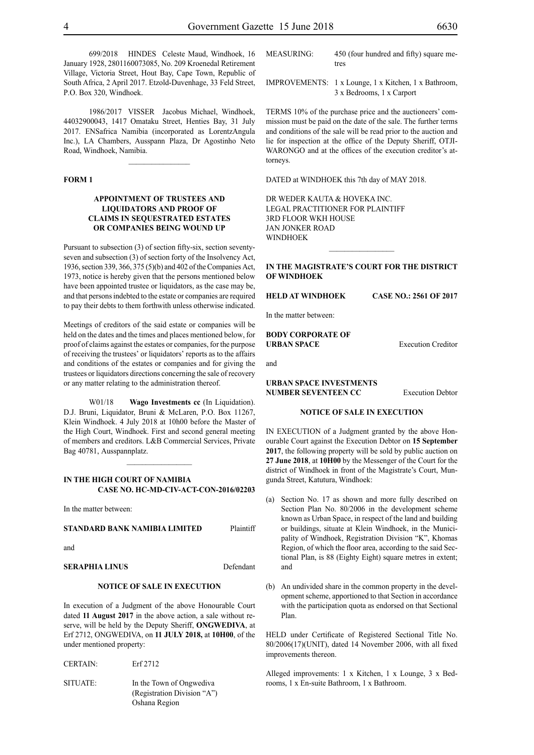699/2018 HINDES Celeste Maud, Windhoek, 16 January 1928, 2801160073085, No. 209 Kroenedal Retirement Village, Victoria Street, Hout Bay, Cape Town, Republic of South Africa, 2 April 2017. Etzold-Duvenhage, 33 Feld Street, P.O. Box 320, Windhoek.

1986/2017 VISSER Jacobus Michael, Windhoek, 44032900043, 1417 Omataku Street, Henties Bay, 31 July 2017. ENSafrica Namibia (incorporated as LorentzAngula Inc.), LA Chambers, Ausspann Plaza, Dr Agostinho Neto Road, Windhoek, Namibia.

---

**FORM 1**

**APPOINTMENT OF TRUSTEES AND LIQUIDATORS AND PROOF OF CLAIMS IN SEQUESTRATED ESTATES OR COMPANIES BEING WOUND UP**

Pursuant to subsection (3) of section fifty-six, section seventy-seven and subsection (3) of section forty of the Insolvency Act, 1936, section 339, 366, 375 (5)(b) and 402 of the Companies Act, 1973, notice is hereby given that the persons mentioned below have been appointed trustee or liquidators, as the case may be, and that persons indebted to the estate or companies are required to pay their debts to them forthwith unless otherwise indicated.

Meetings of creditors of the said estate or companies will be held on the dates and the times and places mentioned below, for proof of claims against the estates or companies, for the purpose of receiving the trustees' or liquidators' reports as to the affairs and conditions of the estates or companies and for giving the trustees or liquidators directions concerning the sale of recovery or any matter relating to the administration thereof.

W01/18 **Wago Investments cc** (In Liquidation). D.J. Bruni, Liquidator, Bruni & McLaren, P.O. Box 11267, Klein Windhoek. 4 July 2018 at 10h00 before the Master of the High Court, Windhoek. First and second general meeting of members and creditors. L&B Commercial Services, Private Bag 40781, Ausspannplatz.

---

**IN THE HIGH COURT OF NAMIBIA**
**CASE NO. HC-MD-CIV-ACT-CON-2016/02203**

In the matter between:

**STANDARD BANK NAMIBIA LIMITED** Plaintiff

and

**SERAPHIA LINUS** Defendant

**NOTICE OF SALE IN EXECUTION**

In execution of a Judgment of the above Honourable Court dated **11 August 2017** in the above action, a sale without reserve, will be held by the Deputy Sheriff, **ONGWEDIVA**, at Erf 2712, ONGWEDIVA, on **11 JULY 2018,** at **10H00**, of the under mentioned property:

CERTAIN: Erf 2712

SITUATE: In the Town of Ongwediva (Registration Division "A") Oshana Region

MEASURING: 450 (four hundred and fifty) square metres

IMPROVEMENTS: 1 x Lounge, 1 x Kitchen, 1 x Bathroom, 3 x Bedrooms, 1 x Carport

TERMS 10% of the purchase price and the auctioneers' commission must be paid on the date of the sale. The further terms and conditions of the sale will be read prior to the auction and lie for inspection at the office of the Deputy Sheriff, OTJIWARONGO and at the offices of the execution creditor's attorneys.

DATED at WINDHOEK this 7th day of MAY 2018.

DR WEDER KAUTA & HOVEKA INC.
LEGAL PRACTITIONER FOR PLAINTIFF
3RD FLOOR WKH HOUSE
JAN JONKER ROAD
WINDHOEK

---

**IN THE MAGISTRATE'S COURT FOR THE DISTRICT OF WINDHOEK**

**HELD AT WINDHOEK CASE NO.: 2561 OF 2017**

In the matter between:

**BODY CORPORATE OF URBAN SPACE** Execution Creditor

and

**URBAN SPACE INVESTMENTS NUMBER SEVENTEEN CC** Execution Debtor

**NOTICE OF SALE IN EXECUTION**

IN EXECUTION of a Judgment granted by the above Honourable Court against the Execution Debtor on **15 September 2017**, the following property will be sold by public auction on **27 June 2018**, at **10H00** by the Messenger of the Court for the district of Windhoek in front of the Magistrate's Court, Mungunda Street, Katutura, Windhoek:

(a) Section No. 17 as shown and more fully described on Section Plan No. 80/2006 in the development scheme known as Urban Space, in respect of the land and building or buildings, situate at Klein Windhoek, in the Municipality of Windhoek, Registration Division "K", Khomas Region, of which the floor area, according to the said Sectional Plan, is 88 (Eighty Eight) square metres in extent; and

(b) An undivided share in the common property in the development scheme, apportioned to that Section in accordance with the participation quota as endorsed on that Sectional Plan.

HELD under Certificate of Registered Sectional Title No. 80/2006(17)(UNIT), dated 14 November 2006, with all fixed improvements thereon.

Alleged improvements: 1 x Kitchen, 1 x Lounge, 3 x Bedrooms, 1 x En-suite Bathroom, 1 x Bathroom.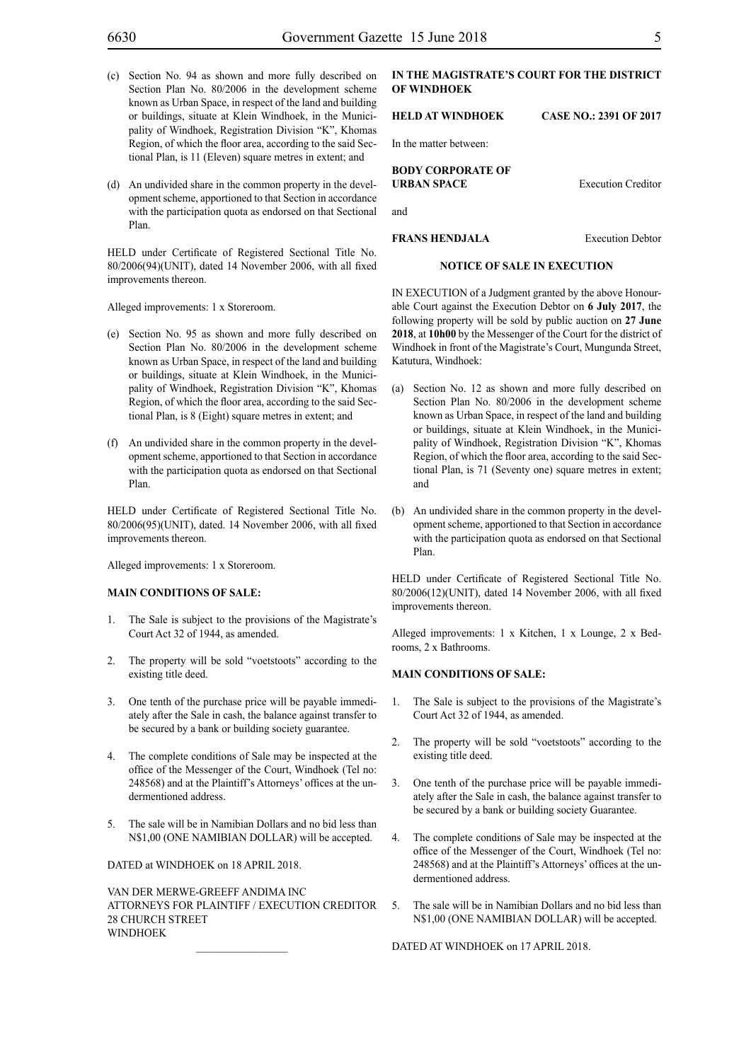(c) Section No. 94 as shown and more fully described on Section Plan No. 80/2006 in the development scheme known as Urban Space, in respect of the land and building or buildings, situate at Klein Windhoek, in the Municipality of Windhoek, Registration Division "K", Khomas Region, of which the floor area, according to the said Sectional Plan, is 11 (Eleven) square metres in extent; and

(d) An undivided share in the common property in the development scheme, apportioned to that Section in accordance with the participation quota as endorsed on that Sectional Plan.

HELD under Certificate of Registered Sectional Title No. 80/2006(94)(UNIT), dated 14 November 2006, with all fixed improvements thereon.

Alleged improvements: 1 x Storeroom.

(e) Section No. 95 as shown and more fully described on Section Plan No. 80/2006 in the development scheme known as Urban Space, in respect of the land and building or buildings, situate at Klein Windhoek, in the Municipality of Windhoek, Registration Division "K", Khomas Region, of which the floor area, according to the said Sectional Plan, is 8 (Eight) square metres in extent; and

(f) An undivided share in the common property in the development scheme, apportioned to that Section in accordance with the participation quota as endorsed on that Sectional Plan.

HELD under Certificate of Registered Sectional Title No. 80/2006(95)(UNIT), dated. 14 November 2006, with all fixed improvements thereon.

Alleged improvements: 1 x Storeroom.

**MAIN CONDITIONS OF SALE:**

1. The Sale is subject to the provisions of the Magistrate's Court Act 32 of 1944, as amended.

2. The property will be sold "voetstoots" according to the existing title deed.

3. One tenth of the purchase price will be payable immediately after the Sale in cash, the balance against transfer to be secured by a bank or building society guarantee.

4. The complete conditions of Sale may be inspected at the office of the Messenger of the Court, Windhoek (Tel no: 248568) and at the Plaintiff's Attorneys' offices at the undermentioned address.

5. The sale will be in Namibian Dollars and no bid less than N$1,00 (ONE NAMIBIAN DOLLAR) will be accepted.

DATED at WINDHOEK on 18 APRIL 2018.

VAN DER MERWE-GREEFF ANDIMA INC
ATTORNEYS FOR PLAINTIFF / EXECUTION CREDITOR
28 CHURCH STREET
WINDHOEK

---

**IN THE MAGISTRATE'S COURT FOR THE DISTRICT OF WINDHOEK**

**HELD AT WINDHOEK** **CASE NO.: 2391 OF 2017**

In the matter between:

**BODY CORPORATE OF URBAN SPACE** Execution Creditor

and

**FRANS HENDJALA** Execution Debtor

**NOTICE OF SALE IN EXECUTION**

IN EXECUTION of a Judgment granted by the above Honourable Court against the Execution Debtor on **6 July 2017**, the following property will be sold by public auction on **27 June 2018**, at **10h00** by the Messenger of the Court for the district of Windhoek in front of the Magistrate's Court, Mungunda Street, Katutura, Windhoek:

(a) Section No. 12 as shown and more fully described on Section Plan No. 80/2006 in the development scheme known as Urban Space, in respect of the land and building or buildings, situate at Klein Windhoek, in the Municipality of Windhoek, Registration Division "K", Khomas Region, of which the floor area, according to the said Sectional Plan, is 71 (Seventy one) square metres in extent; and

(b) An undivided share in the common property in the development scheme, apportioned to that Section in accordance with the participation quota as endorsed on that Sectional Plan.

HELD under Certificate of Registered Sectional Title No. 80/2006(12)(UNIT), dated 14 November 2006, with all fixed improvements thereon.

Alleged improvements: 1 x Kitchen, 1 x Lounge, 2 x Bedrooms, 2 x Bathrooms.

**MAIN CONDITIONS OF SALE:**

1. The Sale is subject to the provisions of the Magistrate's Court Act 32 of 1944, as amended.

2. The property will be sold "voetstoots" according to the existing title deed.

3. One tenth of the purchase price will be payable immediately after the Sale in cash, the balance against transfer to be secured by a bank or building society Guarantee.

4. The complete conditions of Sale may be inspected at the office of the Messenger of the Court, Windhoek (Tel no: 248568) and at the Plaintiff's Attorneys' offices at the undermentioned address.

5. The sale will be in Namibian Dollars and no bid less than N$1,00 (ONE NAMIBIAN DOLLAR) will be accepted.

DATED AT WINDHOEK on 17 APRIL 2018.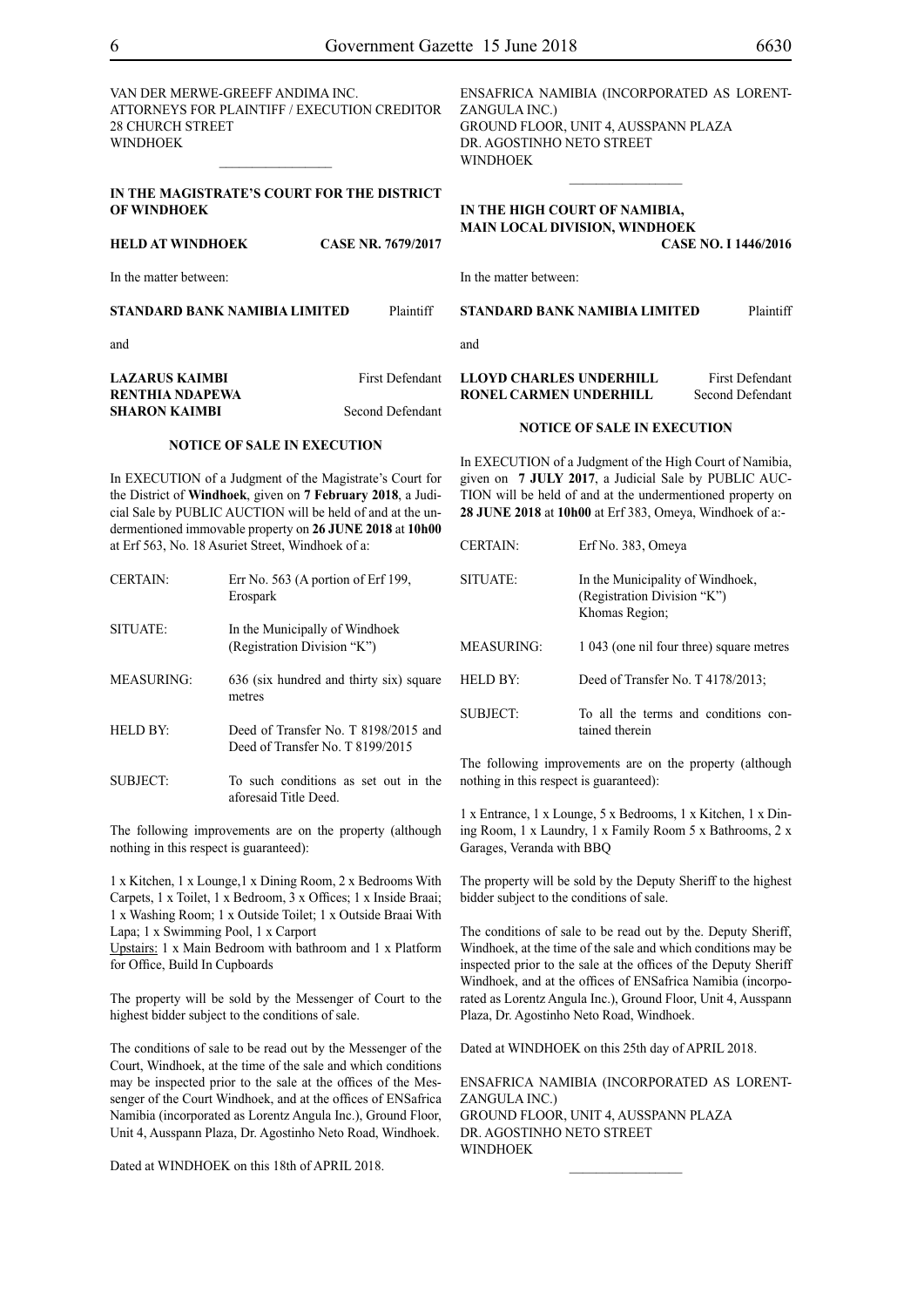VAN DER MERWE-GREEFF ANDIMA INC.
ATTORNEYS FOR PLAINTIFF / EXECUTION CREDITOR
28 CHURCH STREET
WINDHOEK

---

**IN THE MAGISTRATE'S COURT FOR THE DISTRICT OF WINDHOEK**

**HELD AT WINDHOEK** **CASE NR. 7679/2017**

In the matter between:

**STANDARD BANK NAMIBIA LIMITED** Plaintiff

and

**LAZARUS KAIMBI** First Defendant
**RENTHIA NDAPEWA**
**SHARON KAIMBI** Second Defendant

**NOTICE OF SALE IN EXECUTION**

In EXECUTION of a Judgment of the Magistrate's Court for the District of **Windhoek**, given on **7 February 2018**, a Judicial Sale by PUBLIC AUCTION will be held of and at the undermentioned immovable property on **26 JUNE 2018** at **10h00** at Erf 563, No. 18 Asuriet Street, Windhoek of a:

| | |
|---|---|
| CERTAIN: | Err No. 563 (A portion of Erf 199, Erospark |
| SITUATE: | In the Municipally of Windhoek (Registration Division "K") |
| MEASURING: | 636 (six hundred and thirty six) square metres |
| HELD BY: | Deed of Transfer No. T 8198/2015 and Deed of Transfer No. T 8199/2015 |
| SUBJECT: | To such conditions as set out in the aforesaid Title Deed. |

The following improvements are on the property (although nothing in this respect is guaranteed):

1 x Kitchen, 1 x Lounge,1 x Dining Room, 2 x Bedrooms With Carpets, 1 x Toilet, 1 x Bedroom, 3 x Offices; 1 x Inside Braai; 1 x Washing Room; 1 x Outside Toilet; 1 x Outside Braai With Lapa; 1 x Swimming Pool, 1 x Carport
Upstairs: 1 x Main Bedroom with bathroom and 1 x Platform for Office, Build In Cupboards

The property will be sold by the Messenger of Court to the highest bidder subject to the conditions of sale.

The conditions of sale to be read out by the Messenger of the Court, Windhoek, at the time of the sale and which conditions may be inspected prior to the sale at the offices of the Messenger of the Court Windhoek, and at the offices of ENSafrica Namibia (incorporated as Lorentz Angula Inc.), Ground Floor, Unit 4, Ausspann Plaza, Dr. Agostinho Neto Road, Windhoek.

Dated at WINDHOEK on this 18th of APRIL 2018.

ENSAFRICA NAMIBIA (INCORPORATED AS LORENTZANGULA INC.)
GROUND FLOOR, UNIT 4, AUSSPANN PLAZA
DR. AGOSTINHO NETO STREET
WINDHOEK

---

**IN THE HIGH COURT OF NAMIBIA, MAIN LOCAL DIVISION, WINDHOEK**

**CASE NO. I 1446/2016**

In the matter between:

**STANDARD BANK NAMIBIA LIMITED** Plaintiff

and

**LLOYD CHARLES UNDERHILL** First Defendant
**RONEL CARMEN UNDERHILL** Second Defendant

**NOTICE OF SALE IN EXECUTION**

In EXECUTION of a Judgment of the High Court of Namibia, given on **7 JULY 2017**, a Judicial Sale by PUBLIC AUCTION will be held of and at the undermentioned property on **28 JUNE 2018** at **10h00** at Erf 383, Omeya, Windhoek of a:-

| | |
|---|---|
| CERTAIN: | Erf No. 383, Omeya |
| SITUATE: | In the Municipality of Windhoek, (Registration Division "K") Khomas Region; |
| MEASURING: | 1 043 (one nil four three) square metres |
| HELD BY: | Deed of Transfer No. T 4178/2013; |
| SUBJECT: | To all the terms and conditions contained therein |

The following improvements are on the property (although nothing in this respect is guaranteed):

1 x Entrance, 1 x Lounge, 5 x Bedrooms, 1 x Kitchen, 1 x Dining Room, 1 x Laundry, 1 x Family Room 5 x Bathrooms, 2 x Garages, Veranda with BBQ

The property will be sold by the Deputy Sheriff to the highest bidder subject to the conditions of sale.

The conditions of sale to be read out by the. Deputy Sheriff, Windhoek, at the time of the sale and which conditions may be inspected prior to the sale at the offices of the Deputy Sheriff Windhoek, and at the offices of ENSafrica Namibia (incorporated as Lorentz Angula Inc.), Ground Floor, Unit 4, Ausspann Plaza, Dr. Agostinho Neto Road, Windhoek.

Dated at WINDHOEK on this 25th day of APRIL 2018.

ENSAFRICA NAMIBIA (INCORPORATED AS LORENTZANGULA INC.)
GROUND FLOOR, UNIT 4, AUSSPANN PLAZA
DR. AGOSTINHO NETO STREET
WINDHOEK

---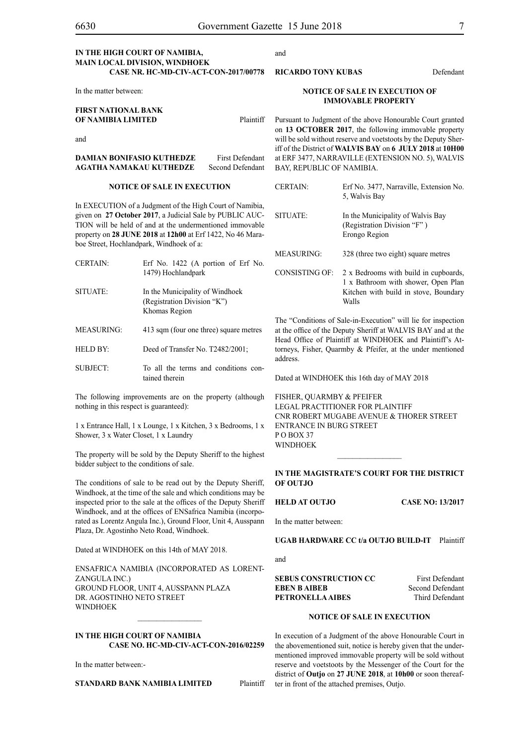**IN THE HIGH COURT OF NAMIBIA,**
**MAIN LOCAL DIVISION, WINDHOEK**
**CASE NR. HC-MD-CIV-ACT-CON-2017/00778**

In the matter between:

**FIRST NATIONAL BANK OF NAMIBIA LIMITED** Plaintiff

and

**DAMIAN BONIFASIO KUTHEDZE** First Defendant
**AGATHA NAMAKAU KUTHEDZE** Second Defendant

**NOTICE OF SALE IN EXECUTION**

In EXECUTION of a Judgment of the High Court of Namibia, given on **27 October 2017**, a Judicial Sale by PUBLIC AUCTION will be held of and at the undermentioned immovable property on **28 JUNE 2018** at **12h00** at Erf 1422, No 46 Maraboe Street, Hochlandpark, Windhoek of a:

| | |
|---|---|
| CERTAIN: | Erf No. 1422 (A portion of Erf No. 1479) Hochlandpark |
| SITUATE: | In the Municipality of Windhoek (Registration Division "K") Khomas Region |
| MEASURING: | 413 sqm (four one three) square metres |
| HELD BY: | Deed of Transfer No. T2482/2001; |
| SUBJECT: | To all the terms and conditions contained therein |

The following improvements are on the property (although nothing in this respect is guaranteed):

1 x Entrance Hall, 1 x Lounge, 1 x Kitchen, 3 x Bedrooms, 1 x Shower, 3 x Water Closet, 1 x Laundry

The property will be sold by the Deputy Sheriff to the highest bidder subject to the conditions of sale.

The conditions of sale to be read out by the Deputy Sheriff, Windhoek, at the time of the sale and which conditions may be inspected prior to the sale at the offices of the Deputy Sheriff Windhoek, and at the offices of ENSafrica Namibia (incorporated as Lorentz Angula Inc.), Ground Floor, Unit 4, Ausspann Plaza, Dr. Agostinho Neto Road, Windhoek.

Dated at WINDHOEK on this 14th of MAY 2018.

ENSAFRICA NAMIBIA (INCORPORATED AS LORENTZANGULA INC.)
GROUND FLOOR, UNIT 4, AUSSPANN PLAZA
DR. AGOSTINHO NETO STREET
WINDHOEK

---

**IN THE HIGH COURT OF NAMIBIA**
**CASE NO. HC-MD-CIV-ACT-CON-2016/02259**

In the matter between:-

**STANDARD BANK NAMIBIA LIMITED** Plaintiff

and

**RICARDO TONY KUBAS** Defendant

**NOTICE OF SALE IN EXECUTION OF IMMOVABLE PROPERTY**

Pursuant to Judgment of the above Honourable Court granted on **13 OCTOBER 2017**, the following immovable property will be sold without reserve and voetstoots by the Deputy Sheriff of the District of **WALVIS BAY** on **6 JULY 2018** at **10H00** at ERF 3477, NARRAVILLE (EXTENSION NO. 5), WALVIS BAY, REPUBLIC OF NAMIBIA.

| | |
|---|---|
| CERTAIN: | Erf No. 3477, Narraville, Extension No. 5, Walvis Bay |
| SITUATE: | In the Municipality of Walvis Bay (Registration Division "F") Erongo Region |
| MEASURING: | 328 (three two eight) square metres |
| CONSISTING OF: | 2 x Bedrooms with build in cupboards, 1 x Bathroom with shower, Open Plan Kitchen with build in stove, Boundary Walls |

The "Conditions of Sale-in-Execution" will lie for inspection at the office of the Deputy Sheriff at WALVIS BAY and at the Head Office of Plaintiff at WINDHOEK and Plaintiff's Attorneys, Fisher, Quarmby & Pfeifer, at the under mentioned address.

Dated at WINDHOEK this 16th day of MAY 2018

FISHER, QUARMBY & PFEIFER
LEGAL PRACTITIONER FOR PLAINTIFF
CNR ROBERT MUGABE AVENUE & THORER STREET
ENTRANCE IN BURG STREET
P O BOX 37
WINDHOEK

---

**IN THE MAGISTRATE'S COURT FOR THE DISTRICT OF OUTJO**

**HELD AT OUTJO** **CASE NO: 13/2017**

In the matter between:

**UGAB HARDWARE CC t/a OUTJO BUILD-IT** Plaintiff

and

**SEBUS CONSTRUCTION CC** First Defendant
**EBEN B AIBEB** Second Defendant
**PETRONELLA AIBES** Third Defendant

**NOTICE OF SALE IN EXECUTION**

In execution of a Judgment of the above Honourable Court in the abovementioned suit, notice is hereby given that the undermentioned improved immovable property will be sold without reserve and voetstoots by the Messenger of the Court for the district of **Outjo** on **27 JUNE 2018**, at **10h00** or soon thereafter in front of the attached premises, Outjo.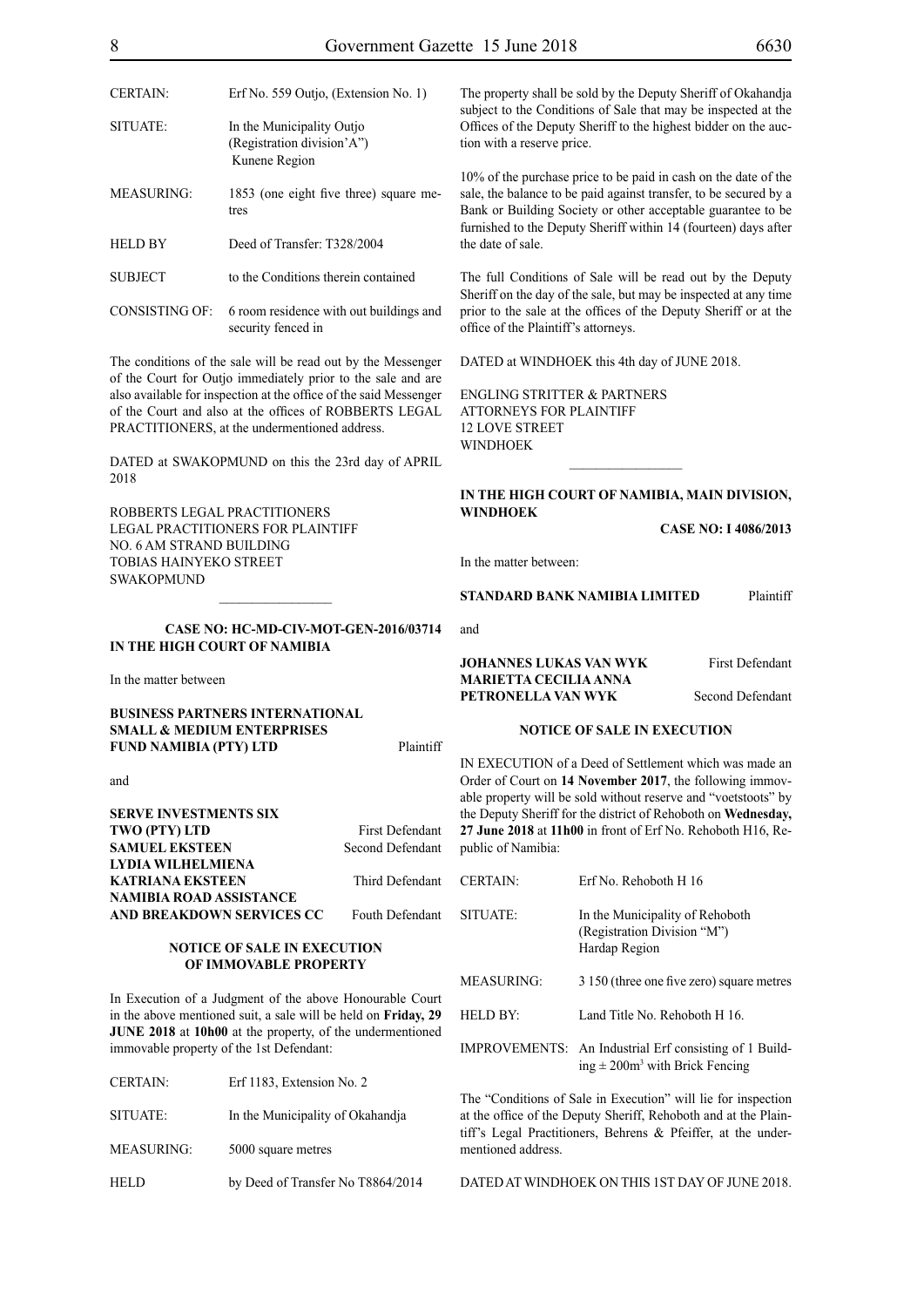| | |
|---|---|
| CERTAIN: | Erf No. 559 Outjo, (Extension No. 1) |
| SITUATE: | In the Municipality Outjo (Registration division'A") Kunene Region |
| MEASURING: | 1853 (one eight five three) square metres |
| HELD BY | Deed of Transfer: T328/2004 |
| SUBJECT | to the Conditions therein contained |
| CONSISTING OF: | 6 room residence with out buildings and security fenced in |

The conditions of the sale will be read out by the Messenger of the Court for Outjo immediately prior to the sale and are also available for inspection at the office of the said Messenger of the Court and also at the offices of ROBBERTS LEGAL PRACTITIONERS, at the undermentioned address.

DATED at SWAKOPMUND on this the 23rd day of APRIL 2018

ROBBERTS LEGAL PRACTITIONERS
LEGAL PRACTITIONERS FOR PLAINTIFF
NO. 6 AM STRAND BUILDING
TOBIAS HAINYEKO STREET
SWAKOPMUND

---

**CASE NO: HC-MD-CIV-MOT-GEN-2016/03714**
**IN THE HIGH COURT OF NAMIBIA**

In the matter between

| | |
|---|---|
| **BUSINESS PARTNERS INTERNATIONAL SMALL & MEDIUM ENTERPRISES FUND NAMIBIA (PTY) LTD** | Plaintiff |

and

| | |
|---|---|
| **SERVE INVESTMENTS SIX TWO (PTY) LTD** | First Defendant |
| **SAMUEL EKSTEEN** | Second Defendant |
| **LYDIA WILHELMIENA KATRIANA EKSTEEN** | Third Defendant |
| **NAMIBIA ROAD ASSISTANCE AND BREAKDOWN SERVICES CC** | Fouth Defendant |

**NOTICE OF SALE IN EXECUTION OF IMMOVABLE PROPERTY**

In Execution of a Judgment of the above Honourable Court in the above mentioned suit, a sale will be held on **Friday, 29 JUNE 2018** at **10h00** at the property, of the undermentioned immovable property of the 1st Defendant:

| | |
|---|---|
| CERTAIN: | Erf 1183, Extension No. 2 |
| SITUATE: | In the Municipality of Okahandja |
| MEASURING: | 5000 square metres |
| HELD | by Deed of Transfer No T8864/2014 |

The property shall be sold by the Deputy Sheriff of Okahandja subject to the Conditions of Sale that may be inspected at the Offices of the Deputy Sheriff to the highest bidder on the auction with a reserve price.

10% of the purchase price to be paid in cash on the date of the sale, the balance to be paid against transfer, to be secured by a Bank or Building Society or other acceptable guarantee to be furnished to the Deputy Sheriff within 14 (fourteen) days after the date of sale.

The full Conditions of Sale will be read out by the Deputy Sheriff on the day of the sale, but may be inspected at any time prior to the sale at the offices of the Deputy Sheriff or at the office of the Plaintiff's attorneys.

DATED at WINDHOEK this 4th day of JUNE 2018.

ENGLING STRITTER & PARTNERS
ATTORNEYS FOR PLAINTIFF
12 LOVE STREET
WINDHOEK

---

**IN THE HIGH COURT OF NAMIBIA, MAIN DIVISION, WINDHOEK**

**CASE NO: I 4086/2013**

In the matter between:

| | |
|---|---|
| **STANDARD BANK NAMIBIA LIMITED** | Plaintiff |

and

| | |
|---|---|
| **JOHANNES LUKAS VAN WYK** | First Defendant |
| **MARIETTA CECILIA ANNA PETRONELLA VAN WYK** | Second Defendant |

**NOTICE OF SALE IN EXECUTION**

IN EXECUTION of a Deed of Settlement which was made an Order of Court on **14 November 2017**, the following immovable property will be sold without reserve and "voetstoots" by the Deputy Sheriff for the district of Rehoboth on **Wednesday, 27 June 2018** at **11h00** in front of Erf No. Rehoboth H16, Republic of Namibia:

| | |
|---|---|
| CERTAIN: | Erf No. Rehoboth H 16 |
| SITUATE: | In the Municipality of Rehoboth (Registration Division "M") Hardap Region |
| MEASURING: | 3 150 (three one five zero) square metres |
| HELD BY: | Land Title No. Rehoboth H 16. |
| IMPROVEMENTS: | An Industrial Erf consisting of 1 Building ± 200m$^2$ with Brick Fencing |

The "Conditions of Sale in Execution" will lie for inspection at the office of the Deputy Sheriff, Rehoboth and at the Plaintiff's Legal Practitioners, Behrens & Pfeiffer, at the undermentioned address.

DATED AT WINDHOEK ON THIS 1ST DAY OF JUNE 2018.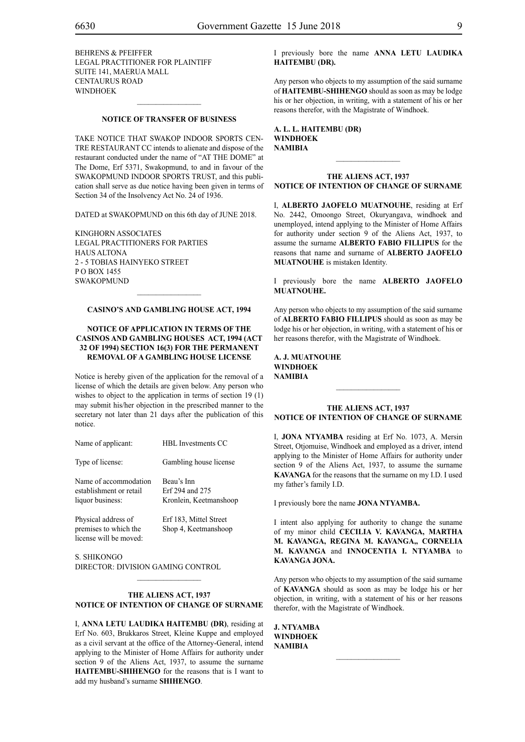BEHRENS & PFEIFFER
LEGAL PRACTITIONER FOR PLAINTIFF
SUITE 141, MAERUA MALL
CENTAURUS ROAD
WINDHOEK

---

**NOTICE OF TRANSFER OF BUSINESS**

TAKE NOTICE THAT SWAKOP INDOOR SPORTS CENTRE RESTAURANT CC intends to alienate and dispose of the restaurant conducted under the name of "AT THE DOME" at The Dome, Erf 5371, Swakopmund, to and in favour of the SWAKOPMUND INDOOR SPORTS TRUST, and this publication shall serve as due notice having been given in terms of Section 34 of the Insolvency Act No. 24 of 1936.

DATED at SWAKOPMUND on this 6th day of JUNE 2018.

KINGHORN ASSOCIATES
LEGAL PRACTITIONERS FOR PARTIES
HAUS ALTONA
2 - 5 TOBIAS HAINYEKO STREET
P O BOX 1455
SWAKOPMUND

---

**CASINO'S AND GAMBLING HOUSE ACT, 1994**

**NOTICE OF APPLICATION IN TERMS OF THE CASINOS AND GAMBLING HOUSES ACT, 1994 (ACT 32 OF 1994) SECTION 16(3) FOR THE PERMANENT REMOVAL OF A GAMBLING HOUSE LICENSE**

Notice is hereby given of the application for the removal of a license of which the details are given below. Any person who wishes to object to the application in terms of section 19 (1) may submit his/her objection in the prescribed manner to the secretary not later than 21 days after the publication of this notice.

| | |
|---|---|
| Name of applicant: | HBL Investments CC |
| Type of license: | Gambling house license |
| Name of accommodation establishment or retail liquor business: | Beau's Inn Erf 294 and 275 Kronlein, Keetmanshoop |
| Physical address of premises to which the license will be moved: | Erf 183, Mittel Street Shop 4, Keetmanshoop |

S. SHIKONGO
DIRECTOR: DIVISION GAMING CONTROL

---

**THE ALIENS ACT, 1937**
**NOTICE OF INTENTION OF CHANGE OF SURNAME**

I, **ANNA LETU LAUDIKA HAITEMBU (DR)**, residing at Erf No. 603, Brukkaros Street, Kleine Kuppe and employed as a civil servant at the office of the Attorney-General, intend applying to the Minister of Home Affairs for authority under section 9 of the Aliens Act, 1937, to assume the surname **HAITEMBU-SHIHENGO** for the reasons that is I want to add my husband's surname **SHIHENGO**.

I previously bore the name **ANNA LETU LAUDIKA HAITEMBU (DR).**

Any person who objects to my assumption of the said surname of **HAITEMBU-SHIHENGO** should as soon as may be lodge his or her objection, in writing, with a statement of his or her reasons therefor, with the Magistrate of Windhoek.

**A. L. L. HAITEMBU (DR)**
**WINDHOEK**
**NAMIBIA**

---

**THE ALIENS ACT, 1937**
**NOTICE OF INTENTION OF CHANGE OF SURNAME**

I, **ALBERTO JAOFELO MUATNOUHE**, residing at Erf No. 2442, Omoongo Street, Okuryangava, windhoek and unemployed, intend applying to the Minister of Home Affairs for authority under section 9 of the Aliens Act, 1937, to assume the surname **ALBERTO FABIO FILLIPUS** for the reasons that name and surname of **ALBERTO JAOFELO MUATNOUHE** is mistaken Identity.

I previously bore the name **ALBERTO JAOFELO MUATNOUHE.**

Any person who objects to my assumption of the said surname of **ALBERTO FABIO FILLIPUS** should as soon as may be lodge his or her objection, in writing, with a statement of his or her reasons therefor, with the Magistrate of Windhoek.

**A. J. MUATNOUHE**
**WINDHOEK**
**NAMIBIA**

---

**THE ALIENS ACT, 1937**
**NOTICE OF INTENTION OF CHANGE OF SURNAME**

I, **JONA NTYAMBA** residing at Erf No. 1073, A. Mersin Street, Otjomuise, Windhoek and employed as a driver, intend applying to the Minister of Home Affairs for authority under section 9 of the Aliens Act, 1937, to assume the surname **KAVANGA** for the reasons that the surname on my I.D. I used my father's family I.D.

I previously bore the name **JONA NTYAMBA.**

I intent also applying for authority to change the suname of my minor child **CECILIA V. KAVANGA, MARTHA M. KAVANGA, REGINA M. KAVANGA,, CORNELIA M. KAVANGA** and **INNOCENTIA I. NTYAMBA** to **KAVANGA JONA.**

Any person who objects to my assumption of the said surname of **KAVANGA** should as soon as may be lodge his or her objection, in writing, with a statement of his or her reasons therefor, with the Magistrate of Windhoek.

**J. NTYAMBA**
**WINDHOEK**
**NAMIBIA**

---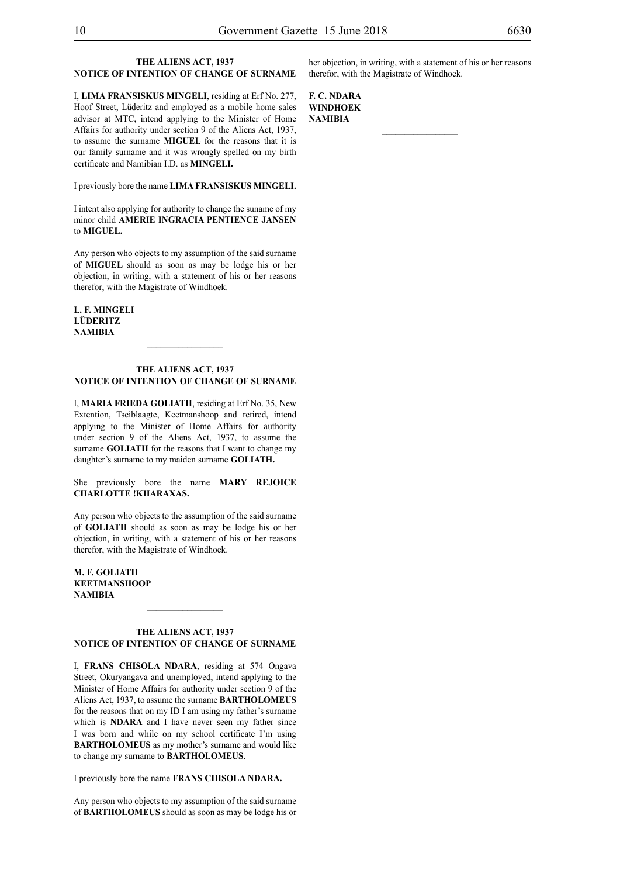## THE ALIENS ACT, 1937
## NOTICE OF INTENTION OF CHANGE OF SURNAME

I, **LIMA FRANSISKUS MINGELI**, residing at Erf No. 277, Hoof Street, Lüderitz and employed as a mobile home sales advisor at MTC, intend applying to the Minister of Home Affairs for authority under section 9 of the Aliens Act, 1937, to assume the surname **MIGUEL** for the reasons that it is our family surname and it was wrongly spelled on my birth certificate and Namibian I.D. as **MINGELI.**

I previously bore the name **LIMA FRANSISKUS MINGELI.**

I intent also applying for authority to change the suname of my minor child **AMERIE INGRACIA PENTIENCE JANSEN** to **MIGUEL.**

Any person who objects to my assumption of the said surname of **MIGUEL** should as soon as may be lodge his or her objection, in writing, with a statement of his or her reasons therefor, with the Magistrate of Windhoek.

**L. F. MINGELI**
**LÜDERITZ**
**NAMIBIA**

---

## THE ALIENS ACT, 1937
## NOTICE OF INTENTION OF CHANGE OF SURNAME

I, **MARIA FRIEDA GOLIATH**, residing at Erf No. 35, New Extention, Tseiblaagte, Keetmanshoop and retired, intend applying to the Minister of Home Affairs for authority under section 9 of the Aliens Act, 1937, to assume the surname **GOLIATH** for the reasons that I want to change my daughter's surname to my maiden surname **GOLIATH.**

She previously bore the name **MARY REJOICE CHARLOTTE !KHARAXAS.**

Any person who objects to the assumption of the said surname of **GOLIATH** should as soon as may be lodge his or her objection, in writing, with a statement of his or her reasons therefor, with the Magistrate of Windhoek.

**M. F. GOLIATH**
**KEETMANSHOOP**
**NAMIBIA**

---

## THE ALIENS ACT, 1937
## NOTICE OF INTENTION OF CHANGE OF SURNAME

I, **FRANS CHISOLA NDARA**, residing at 574 Ongava Street, Okuryangava and unemployed, intend applying to the Minister of Home Affairs for authority under section 9 of the Aliens Act, 1937, to assume the surname **BARTHOLOMEUS** for the reasons that on my ID I am using my father's surname which is **NDARA** and I have never seen my father since I was born and while on my school certificate I'm using **BARTHOLOMEUS** as my mother's surname and would like to change my surname to **BARTHOLOMEUS**.

I previously bore the name **FRANS CHISOLA NDARA.**

Any person who objects to my assumption of the said surname of **BARTHOLOMEUS** should as soon as may be lodge his or her objection, in writing, with a statement of his or her reasons therefor, with the Magistrate of Windhoek.

**F. C. NDARA**
**WINDHOEK**
**NAMIBIA**